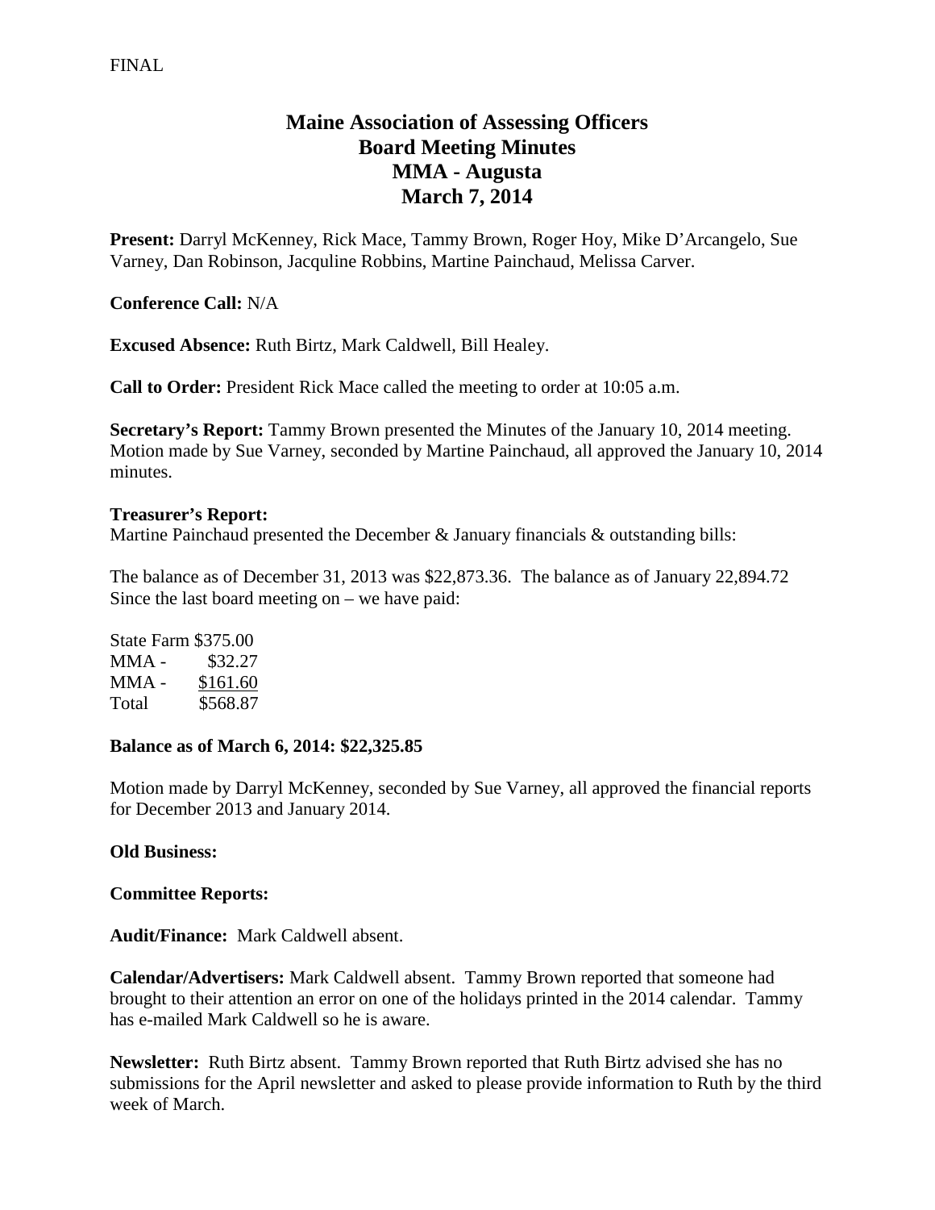FINAL

# Maine Association of Assessing Officers
## Board Meeting Minutes
## MMA - Augusta
## March 7, 2014

**Present:** Darryl McKenney, Rick Mace, Tammy Brown, Roger Hoy, Mike D'Arcangelo, Sue Varney, Dan Robinson, Jacquline Robbins, Martine Painchaud, Melissa Carver.

**Conference Call:** N/A

**Excused Absence:** Ruth Birtz, Mark Caldwell, Bill Healey.

**Call to Order:** President Rick Mace called the meeting to order at 10:05 a.m.

**Secretary's Report:** Tammy Brown presented the Minutes of the January 10, 2014 meeting. Motion made by Sue Varney, seconded by Martine Painchaud, all approved the January 10, 2014 minutes.

**Treasurer's Report:**
Martine Painchaud presented the December & January financials & outstanding bills:

The balance as of December 31, 2013 was $22,873.36. The balance as of January 22,894.72
Since the last board meeting on – we have paid:

State Farm $375.00
MMA - $32.27
MMA - $161.60
Total $568.87

**Balance as of March 6, 2014: $22,325.85**

Motion made by Darryl McKenney, seconded by Sue Varney, all approved the financial reports for December 2013 and January 2014.

**Old Business:**

**Committee Reports:**

**Audit/Finance:** Mark Caldwell absent.

**Calendar/Advertisers:** Mark Caldwell absent. Tammy Brown reported that someone had brought to their attention an error on one of the holidays printed in the 2014 calendar. Tammy has e-mailed Mark Caldwell so he is aware.

**Newsletter:** Ruth Birtz absent. Tammy Brown reported that Ruth Birtz advised she has no submissions for the April newsletter and asked to please provide information to Ruth by the third week of March.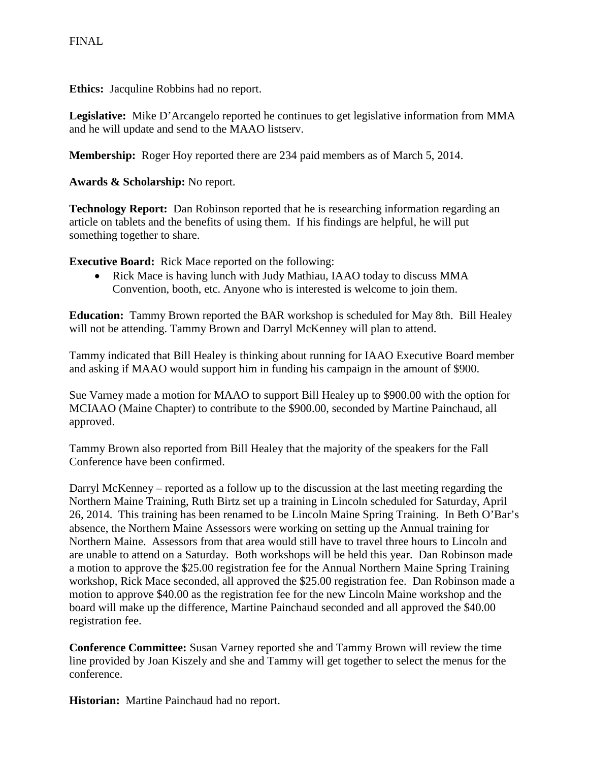FINAL

**Ethics:** Jacquline Robbins had no report.

**Legislative:** Mike D'Arcangelo reported he continues to get legislative information from MMA and he will update and send to the MAAO listserv.

**Membership:** Roger Hoy reported there are 234 paid members as of March 5, 2014.

**Awards & Scholarship:** No report.

**Technology Report:** Dan Robinson reported that he is researching information regarding an article on tablets and the benefits of using them. If his findings are helpful, he will put something together to share.

**Executive Board:** Rick Mace reported on the following:

- Rick Mace is having lunch with Judy Mathiau, IAAO today to discuss MMA Convention, booth, etc. Anyone who is interested is welcome to join them.

**Education:** Tammy Brown reported the BAR workshop is scheduled for May 8th. Bill Healey will not be attending. Tammy Brown and Darryl McKenney will plan to attend.

Tammy indicated that Bill Healey is thinking about running for IAAO Executive Board member and asking if MAAO would support him in funding his campaign in the amount of $900.

Sue Varney made a motion for MAAO to support Bill Healey up to $900.00 with the option for MCIAAO (Maine Chapter) to contribute to the $900.00, seconded by Martine Painchaud, all approved.

Tammy Brown also reported from Bill Healey that the majority of the speakers for the Fall Conference have been confirmed.

Darryl McKenney – reported as a follow up to the discussion at the last meeting regarding the Northern Maine Training, Ruth Birtz set up a training in Lincoln scheduled for Saturday, April 26, 2014. This training has been renamed to be Lincoln Maine Spring Training. In Beth O'Bar's absence, the Northern Maine Assessors were working on setting up the Annual training for Northern Maine. Assessors from that area would still have to travel three hours to Lincoln and are unable to attend on a Saturday. Both workshops will be held this year. Dan Robinson made a motion to approve the $25.00 registration fee for the Annual Northern Maine Spring Training workshop, Rick Mace seconded, all approved the $25.00 registration fee. Dan Robinson made a motion to approve $40.00 as the registration fee for the new Lincoln Maine workshop and the board will make up the difference, Martine Painchaud seconded and all approved the $40.00 registration fee.

**Conference Committee:** Susan Varney reported she and Tammy Brown will review the time line provided by Joan Kiszely and she and Tammy will get together to select the menus for the conference.

**Historian:** Martine Painchaud had no report.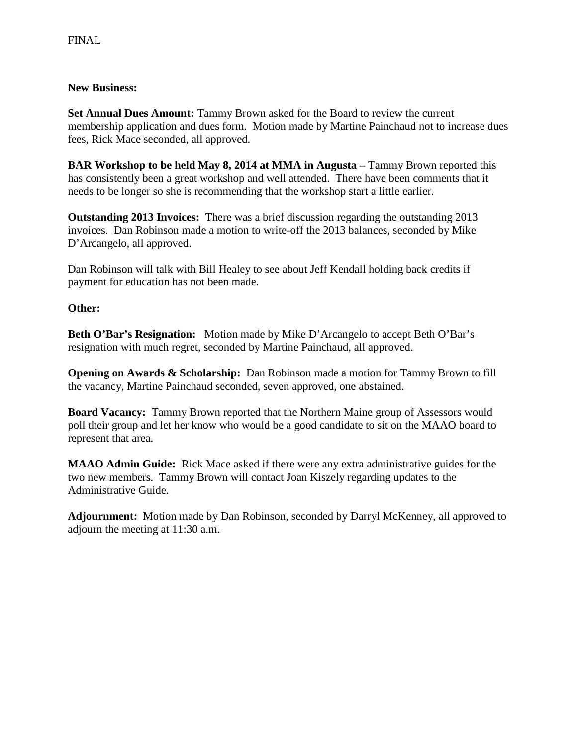FINAL

**New Business:**

**Set Annual Dues Amount:** Tammy Brown asked for the Board to review the current membership application and dues form. Motion made by Martine Painchaud not to increase dues fees, Rick Mace seconded, all approved.

**BAR Workshop to be held May 8, 2014 at MMA in Augusta –** Tammy Brown reported this has consistently been a great workshop and well attended. There have been comments that it needs to be longer so she is recommending that the workshop start a little earlier.

**Outstanding 2013 Invoices:** There was a brief discussion regarding the outstanding 2013 invoices. Dan Robinson made a motion to write-off the 2013 balances, seconded by Mike D'Arcangelo, all approved.

Dan Robinson will talk with Bill Healey to see about Jeff Kendall holding back credits if payment for education has not been made.

**Other:**

**Beth O'Bar's Resignation:** Motion made by Mike D'Arcangelo to accept Beth O'Bar's resignation with much regret, seconded by Martine Painchaud, all approved.

**Opening on Awards & Scholarship:** Dan Robinson made a motion for Tammy Brown to fill the vacancy, Martine Painchaud seconded, seven approved, one abstained.

**Board Vacancy:** Tammy Brown reported that the Northern Maine group of Assessors would poll their group and let her know who would be a good candidate to sit on the MAAO board to represent that area.

**MAAO Admin Guide:** Rick Mace asked if there were any extra administrative guides for the two new members. Tammy Brown will contact Joan Kiszely regarding updates to the Administrative Guide.

**Adjournment:** Motion made by Dan Robinson, seconded by Darryl McKenney, all approved to adjourn the meeting at 11:30 a.m.